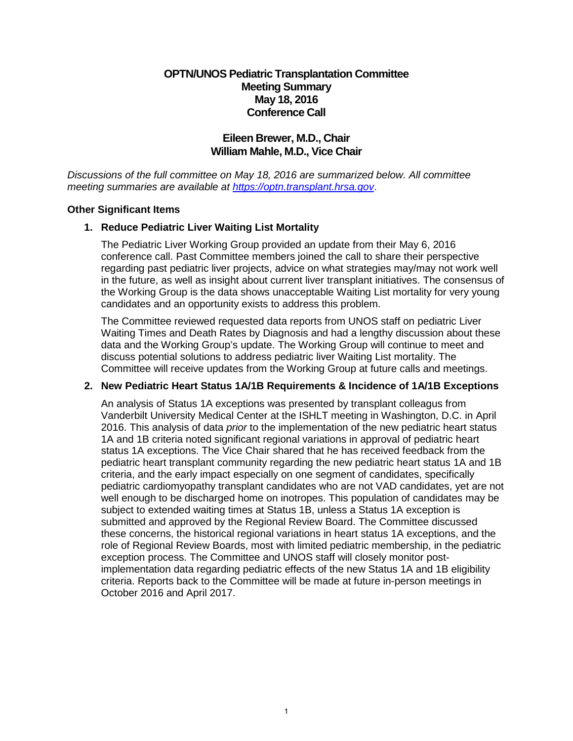# OPTN/UNOS Pediatric Transplantation Committee
## Meeting Summary
## May 18, 2016
## Conference Call

### Eileen Brewer, M.D., Chair
### William Mahle, M.D., Vice Chair

*Discussions of the full committee on May 18, 2016 are summarized below. All committee meeting summaries are available at [https://optn.transplant.hrsa.gov](https://optn.transplant.hrsa.gov).*

**Other Significant Items**

1. **Reduce Pediatric Liver Waiting List Mortality**

   The Pediatric Liver Working Group provided an update from their May 6, 2016 conference call. Past Committee members joined the call to share their perspective regarding past pediatric liver projects, advice on what strategies may/may not work well in the future, as well as insight about current liver transplant initiatives. The consensus of the Working Group is the data shows unacceptable Waiting List mortality for very young candidates and an opportunity exists to address this problem.

   The Committee reviewed requested data reports from UNOS staff on pediatric Liver Waiting Times and Death Rates by Diagnosis and had a lengthy discussion about these data and the Working Group's update. The Working Group will continue to meet and discuss potential solutions to address pediatric liver Waiting List mortality. The Committee will receive updates from the Working Group at future calls and meetings.

2. **New Pediatric Heart Status 1A/1B Requirements & Incidence of 1A/1B Exceptions**

   An analysis of Status 1A exceptions was presented by transplant colleagus from Vanderbilt University Medical Center at the ISHLT meeting in Washington, D.C. in April 2016. This analysis of data *prior* to the implementation of the new pediatric heart status 1A and 1B criteria noted significant regional variations in approval of pediatric heart status 1A exceptions. The Vice Chair shared that he has received feedback from the pediatric heart transplant community regarding the new pediatric heart status 1A and 1B criteria, and the early impact especially on one segment of candidates, specifically pediatric cardiomyopathy transplant candidates who are not VAD candidates, yet are not well enough to be discharged home on inotropes. This population of candidates may be subject to extended waiting times at Status 1B, unless a Status 1A exception is submitted and approved by the Regional Review Board. The Committee discussed these concerns, the historical regional variations in heart status 1A exceptions, and the role of Regional Review Boards, most with limited pediatric membership, in the pediatric exception process. The Committee and UNOS staff will closely monitor post-implementation data regarding pediatric effects of the new Status 1A and 1B eligibility criteria. Reports back to the Committee will be made at future in-person meetings in October 2016 and April 2017.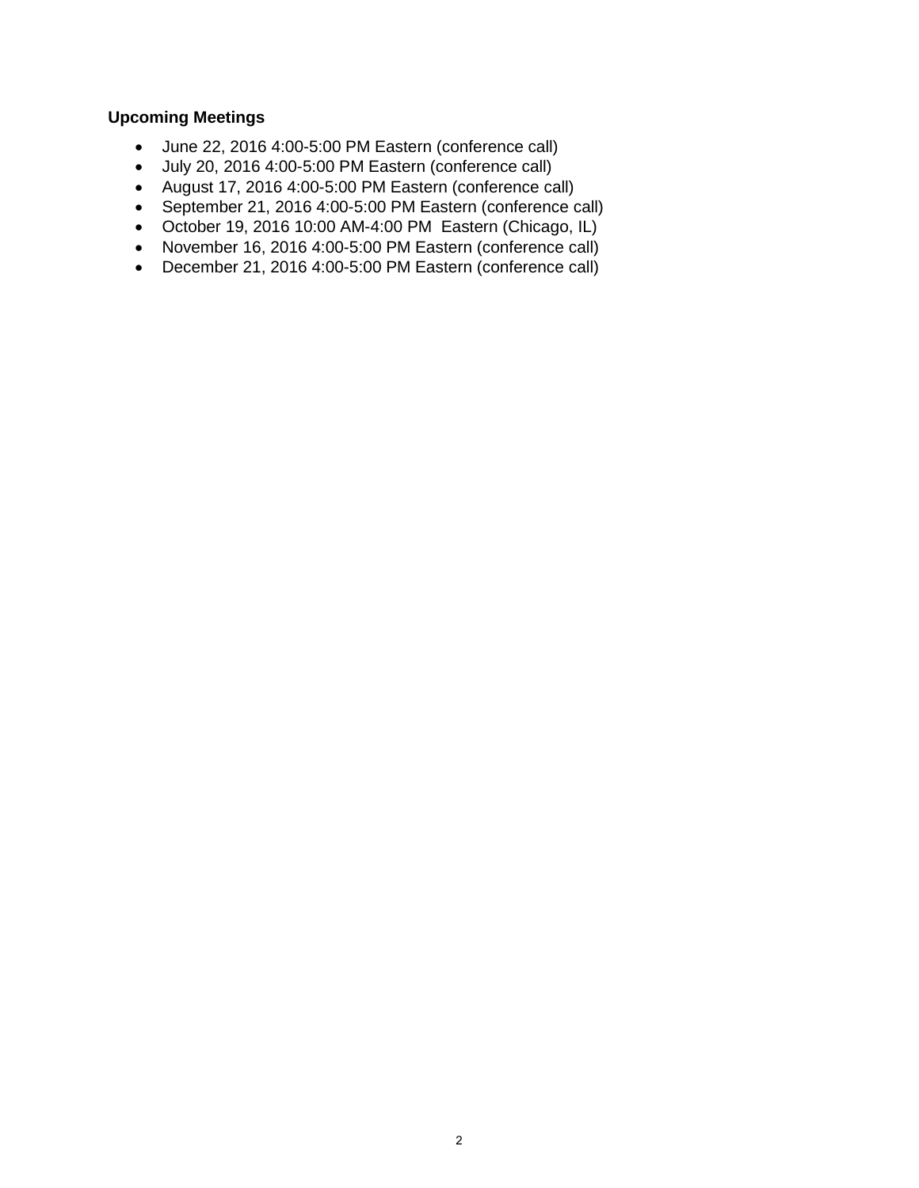**Upcoming Meetings**

- June 22, 2016 4:00-5:00 PM Eastern (conference call)
- July 20, 2016 4:00-5:00 PM Eastern (conference call)
- August 17, 2016 4:00-5:00 PM Eastern (conference call)
- September 21, 2016 4:00-5:00 PM Eastern (conference call)
- October 19, 2016 10:00 AM-4:00 PM Eastern (Chicago, IL)
- November 16, 2016 4:00-5:00 PM Eastern (conference call)
- December 21, 2016 4:00-5:00 PM Eastern (conference call)